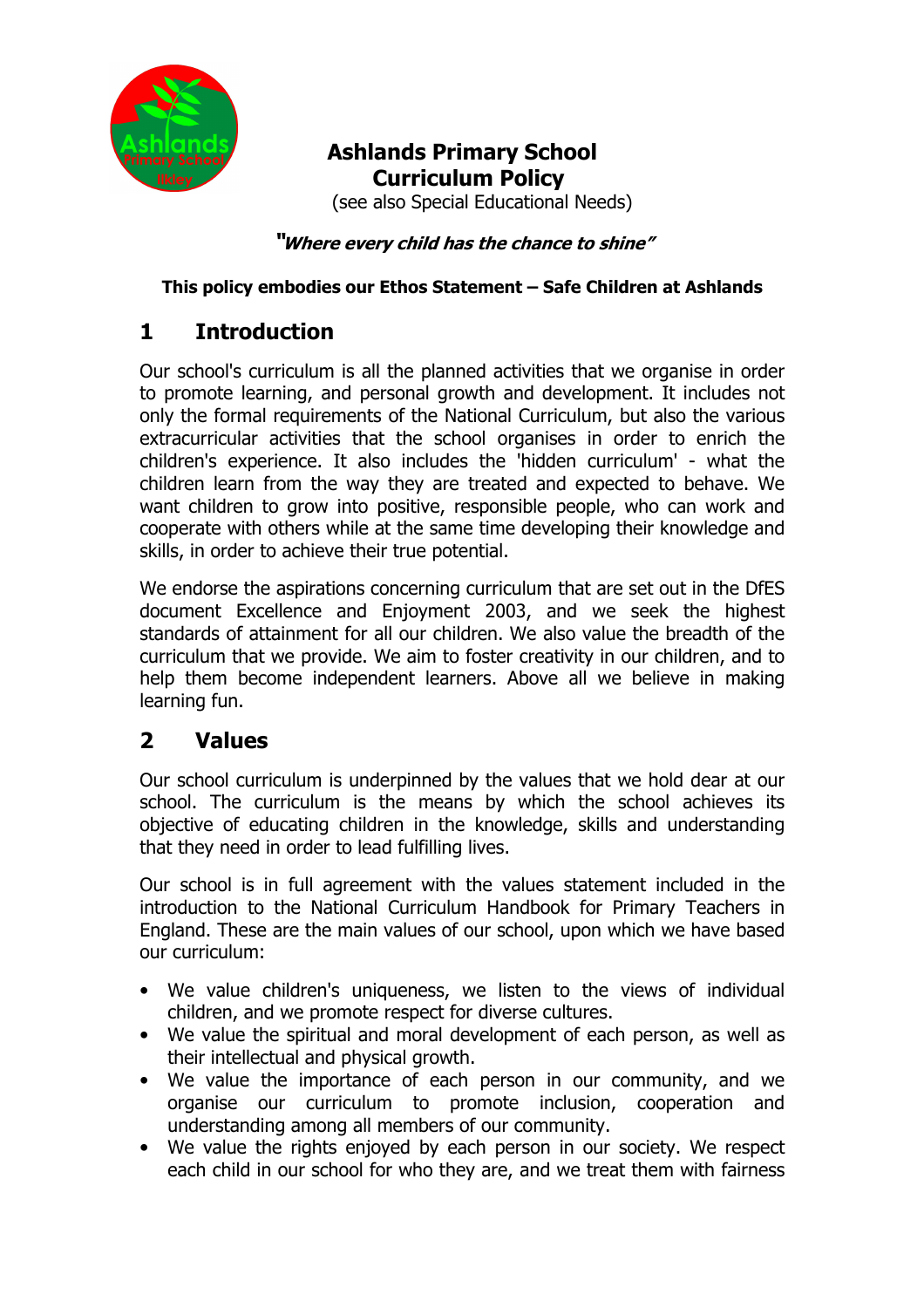# Ashlands Primary School Curriculum Policy

(see also Special Educational Needs)

***"Where every child has the chance to shine"***

**This policy embodies our Ethos Statement – Safe Children at Ashlands**

## 1 Introduction

Our school's curriculum is all the planned activities that we organise in order to promote learning, and personal growth and development. It includes not only the formal requirements of the National Curriculum, but also the various extracurricular activities that the school organises in order to enrich the children's experience. It also includes the 'hidden curriculum' - what the children learn from the way they are treated and expected to behave. We want children to grow into positive, responsible people, who can work and cooperate with others while at the same time developing their knowledge and skills, in order to achieve their true potential.

We endorse the aspirations concerning curriculum that are set out in the DfES document Excellence and Enjoyment 2003, and we seek the highest standards of attainment for all our children. We also value the breadth of the curriculum that we provide. We aim to foster creativity in our children, and to help them become independent learners. Above all we believe in making learning fun.

## 2 Values

Our school curriculum is underpinned by the values that we hold dear at our school. The curriculum is the means by which the school achieves its objective of educating children in the knowledge, skills and understanding that they need in order to lead fulfilling lives.

Our school is in full agreement with the values statement included in the introduction to the National Curriculum Handbook for Primary Teachers in England. These are the main values of our school, upon which we have based our curriculum:

- We value children's uniqueness, we listen to the views of individual children, and we promote respect for diverse cultures.
- We value the spiritual and moral development of each person, as well as their intellectual and physical growth.
- We value the importance of each person in our community, and we organise our curriculum to promote inclusion, cooperation and understanding among all members of our community.
- We value the rights enjoyed by each person in our society. We respect each child in our school for who they are, and we treat them with fairness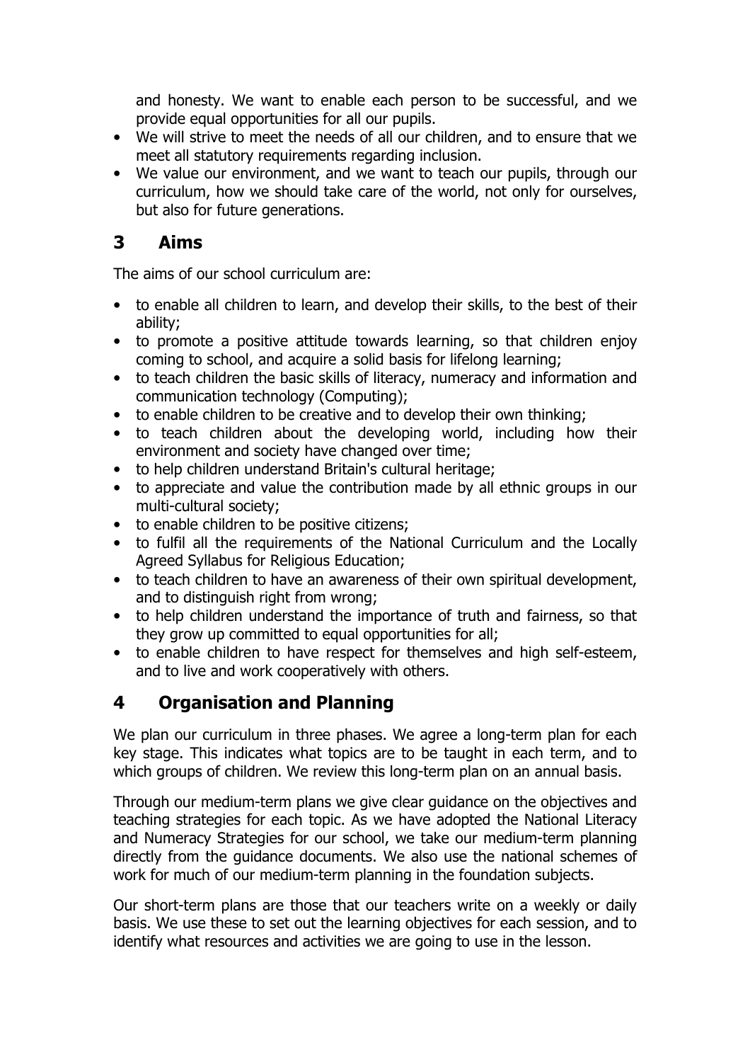and honesty. We want to enable each person to be successful, and we provide equal opportunities for all our pupils.

- We will strive to meet the needs of all our children, and to ensure that we meet all statutory requirements regarding inclusion.
- We value our environment, and we want to teach our pupils, through our curriculum, how we should take care of the world, not only for ourselves, but also for future generations.

## 3 Aims

The aims of our school curriculum are:

- to enable all children to learn, and develop their skills, to the best of their ability;
- to promote a positive attitude towards learning, so that children enjoy coming to school, and acquire a solid basis for lifelong learning;
- to teach children the basic skills of literacy, numeracy and information and communication technology (Computing);
- to enable children to be creative and to develop their own thinking;
- to teach children about the developing world, including how their environment and society have changed over time;
- to help children understand Britain's cultural heritage;
- to appreciate and value the contribution made by all ethnic groups in our multi-cultural society;
- to enable children to be positive citizens;
- to fulfil all the requirements of the National Curriculum and the Locally Agreed Syllabus for Religious Education;
- to teach children to have an awareness of their own spiritual development, and to distinguish right from wrong;
- to help children understand the importance of truth and fairness, so that they grow up committed to equal opportunities for all;
- to enable children to have respect for themselves and high self-esteem, and to live and work cooperatively with others.

## 4 Organisation and Planning

We plan our curriculum in three phases. We agree a long-term plan for each key stage. This indicates what topics are to be taught in each term, and to which groups of children. We review this long-term plan on an annual basis.

Through our medium-term plans we give clear guidance on the objectives and teaching strategies for each topic. As we have adopted the National Literacy and Numeracy Strategies for our school, we take our medium-term planning directly from the guidance documents. We also use the national schemes of work for much of our medium-term planning in the foundation subjects.

Our short-term plans are those that our teachers write on a weekly or daily basis. We use these to set out the learning objectives for each session, and to identify what resources and activities we are going to use in the lesson.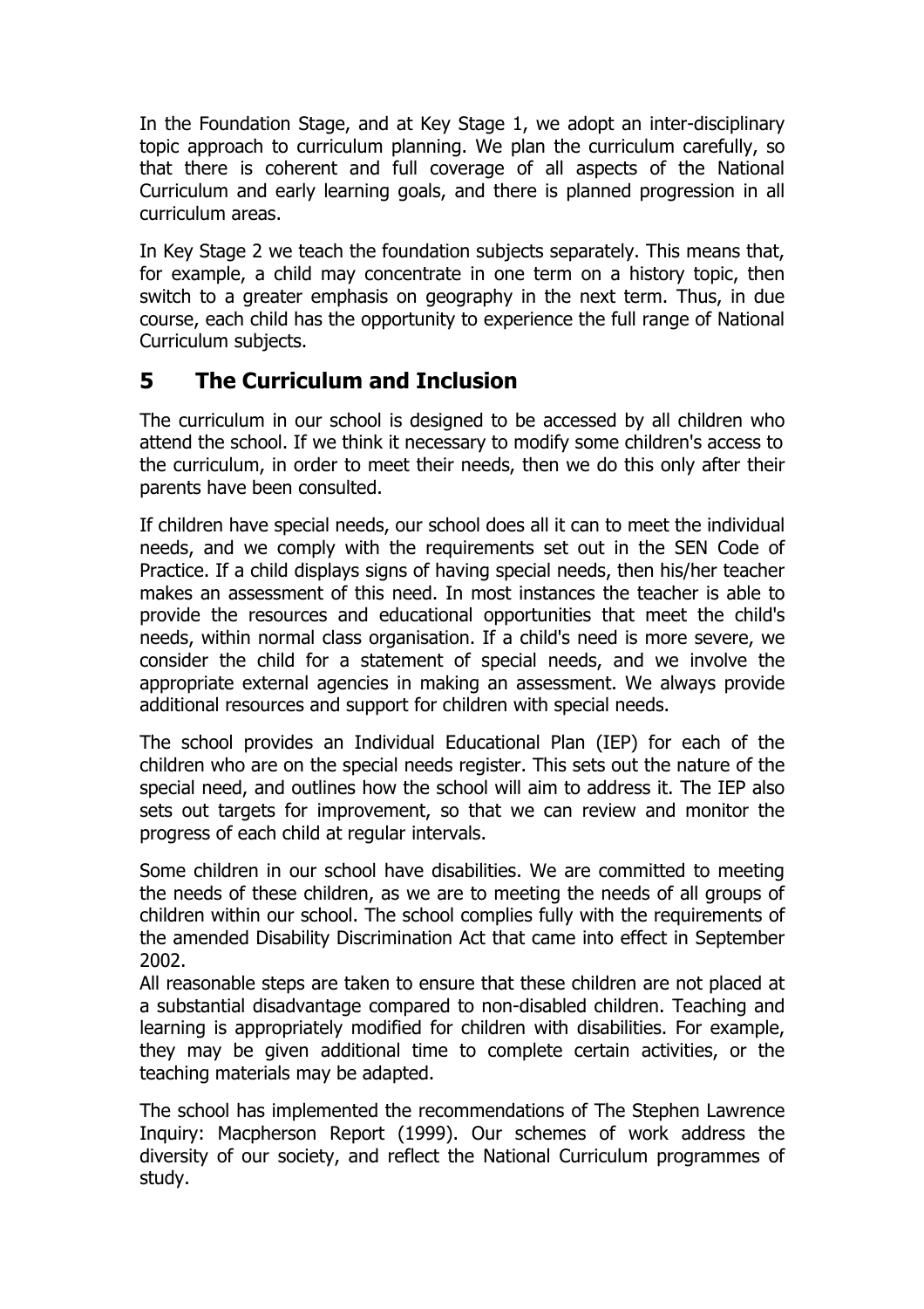In the Foundation Stage, and at Key Stage 1, we adopt an inter-disciplinary topic approach to curriculum planning. We plan the curriculum carefully, so that there is coherent and full coverage of all aspects of the National Curriculum and early learning goals, and there is planned progression in all curriculum areas.

In Key Stage 2 we teach the foundation subjects separately. This means that, for example, a child may concentrate in one term on a history topic, then switch to a greater emphasis on geography in the next term. Thus, in due course, each child has the opportunity to experience the full range of National Curriculum subjects.

## 5 The Curriculum and Inclusion

The curriculum in our school is designed to be accessed by all children who attend the school. If we think it necessary to modify some children's access to the curriculum, in order to meet their needs, then we do this only after their parents have been consulted.

If children have special needs, our school does all it can to meet the individual needs, and we comply with the requirements set out in the SEN Code of Practice. If a child displays signs of having special needs, then his/her teacher makes an assessment of this need. In most instances the teacher is able to provide the resources and educational opportunities that meet the child's needs, within normal class organisation. If a child's need is more severe, we consider the child for a statement of special needs, and we involve the appropriate external agencies in making an assessment. We always provide additional resources and support for children with special needs.

The school provides an Individual Educational Plan (IEP) for each of the children who are on the special needs register. This sets out the nature of the special need, and outlines how the school will aim to address it. The IEP also sets out targets for improvement, so that we can review and monitor the progress of each child at regular intervals.

Some children in our school have disabilities. We are committed to meeting the needs of these children, as we are to meeting the needs of all groups of children within our school. The school complies fully with the requirements of the amended Disability Discrimination Act that came into effect in September 2002.
All reasonable steps are taken to ensure that these children are not placed at a substantial disadvantage compared to non-disabled children. Teaching and learning is appropriately modified for children with disabilities. For example, they may be given additional time to complete certain activities, or the teaching materials may be adapted.

The school has implemented the recommendations of The Stephen Lawrence Inquiry: Macpherson Report (1999). Our schemes of work address the diversity of our society, and reflect the National Curriculum programmes of study.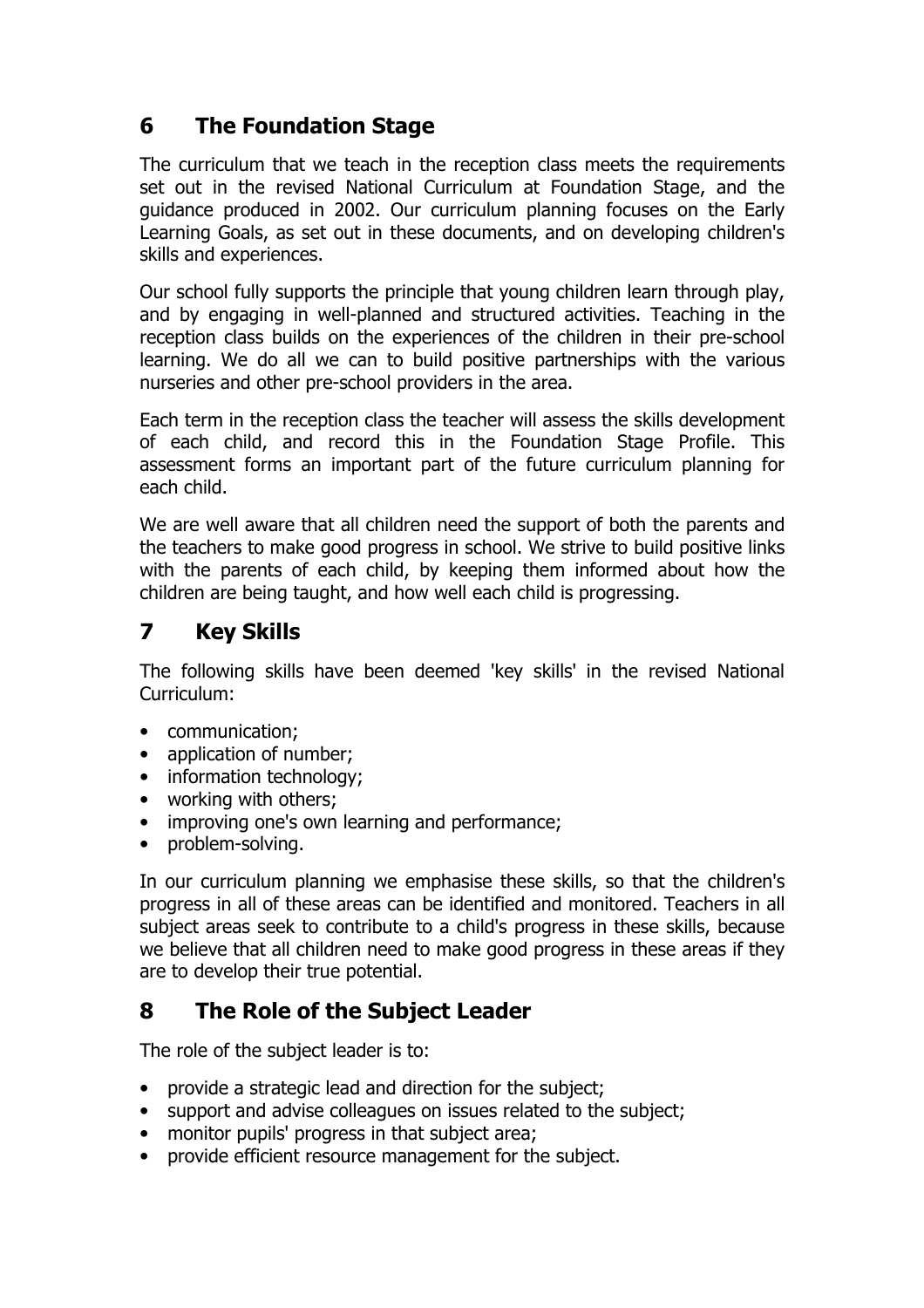## 6 The Foundation Stage

The curriculum that we teach in the reception class meets the requirements set out in the revised National Curriculum at Foundation Stage, and the guidance produced in 2002. Our curriculum planning focuses on the Early Learning Goals, as set out in these documents, and on developing children's skills and experiences.

Our school fully supports the principle that young children learn through play, and by engaging in well-planned and structured activities. Teaching in the reception class builds on the experiences of the children in their pre-school learning. We do all we can to build positive partnerships with the various nurseries and other pre-school providers in the area.

Each term in the reception class the teacher will assess the skills development of each child, and record this in the Foundation Stage Profile. This assessment forms an important part of the future curriculum planning for each child.

We are well aware that all children need the support of both the parents and the teachers to make good progress in school. We strive to build positive links with the parents of each child, by keeping them informed about how the children are being taught, and how well each child is progressing.

## 7 Key Skills

The following skills have been deemed 'key skills' in the revised National Curriculum:

- communication;
- application of number;
- information technology;
- working with others;
- improving one's own learning and performance;
- problem-solving.

In our curriculum planning we emphasise these skills, so that the children's progress in all of these areas can be identified and monitored. Teachers in all subject areas seek to contribute to a child's progress in these skills, because we believe that all children need to make good progress in these areas if they are to develop their true potential.

## 8 The Role of the Subject Leader

The role of the subject leader is to:

- provide a strategic lead and direction for the subject;
- support and advise colleagues on issues related to the subject;
- monitor pupils' progress in that subject area;
- provide efficient resource management for the subject.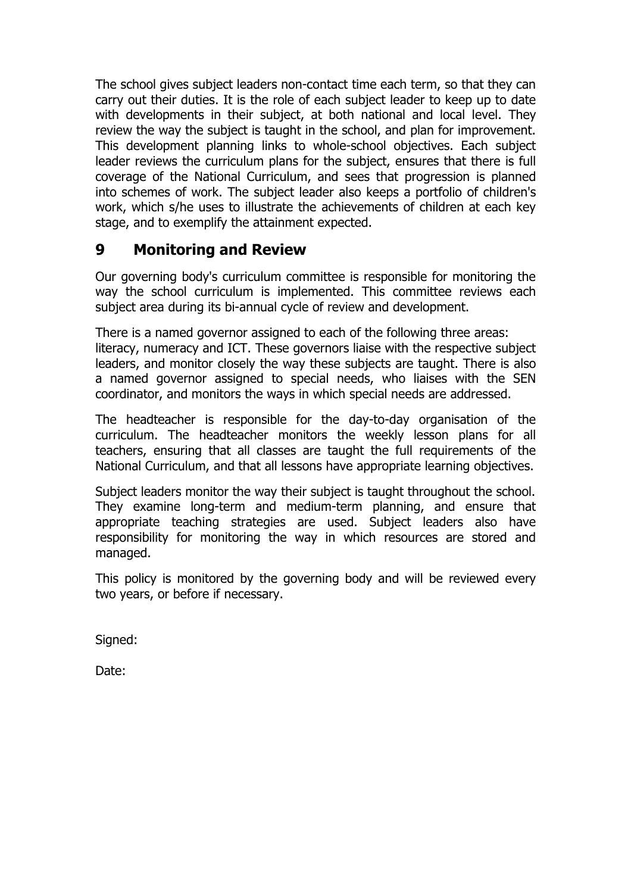The school gives subject leaders non-contact time each term, so that they can carry out their duties. It is the role of each subject leader to keep up to date with developments in their subject, at both national and local level. They review the way the subject is taught in the school, and plan for improvement. This development planning links to whole-school objectives. Each subject leader reviews the curriculum plans for the subject, ensures that there is full coverage of the National Curriculum, and sees that progression is planned into schemes of work. The subject leader also keeps a portfolio of children's work, which s/he uses to illustrate the achievements of children at each key stage, and to exemplify the attainment expected.

## 9 Monitoring and Review

Our governing body's curriculum committee is responsible for monitoring the way the school curriculum is implemented. This committee reviews each subject area during its bi-annual cycle of review and development.

There is a named governor assigned to each of the following three areas: literacy, numeracy and ICT. These governors liaise with the respective subject leaders, and monitor closely the way these subjects are taught. There is also a named governor assigned to special needs, who liaises with the SEN coordinator, and monitors the ways in which special needs are addressed.

The headteacher is responsible for the day-to-day organisation of the curriculum. The headteacher monitors the weekly lesson plans for all teachers, ensuring that all classes are taught the full requirements of the National Curriculum, and that all lessons have appropriate learning objectives.

Subject leaders monitor the way their subject is taught throughout the school. They examine long-term and medium-term planning, and ensure that appropriate teaching strategies are used. Subject leaders also have responsibility for monitoring the way in which resources are stored and managed.

This policy is monitored by the governing body and will be reviewed every two years, or before if necessary.

Signed:

Date: